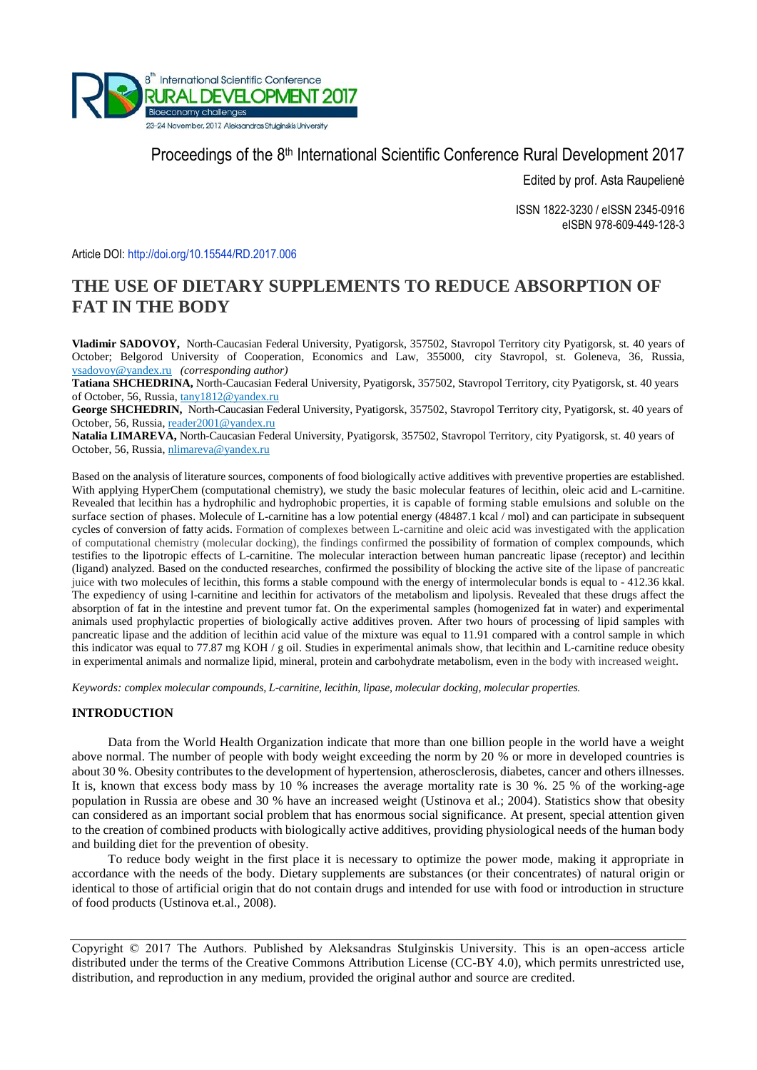Proceedings of the 8th International Scientific Conference Rural Development 2017

Edited by prof. Asta Raupelienė

ISSN 1822-3230 / eISSN 2345-0916
eISBN 978-609-449-128-3

Article DOI: http://doi.org/10.15544/RD.2017.006

# THE USE OF DIETARY SUPPLEMENTS TO REDUCE ABSORPTION OF FAT IN THE BODY

**Vladimir SADOVOY,** North-Caucasian Federal University, Pyatigorsk, 357502, Stavropol Territory city Pyatigorsk, st. 40 years of October; Belgorod University of Cooperation, Economics and Law, 355000, city Stavropol, st. Goleneva, 36, Russia, vsadovoy@yandex.ru *(corresponding author)*

**Tatiana SHCHEDRINA,** North-Caucasian Federal University, Pyatigorsk, 357502, Stavropol Territory, city Pyatigorsk, st. 40 years of October, 56, Russia, tany1812@yandex.ru

**George SHCHEDRIN,** North-Caucasian Federal University, Pyatigorsk, 357502, Stavropol Territory city, Pyatigorsk, st. 40 years of October, 56, Russia, reader2001@yandex.ru

**Natalia LIMAREVA,** North-Caucasian Federal University, Pyatigorsk, 357502, Stavropol Territory, city Pyatigorsk, st. 40 years of October, 56, Russia, nlimareva@yandex.ru

Based on the analysis of literature sources, components of food biologically active additives with preventive properties are established. With applying HyperChem (computational chemistry), we study the basic molecular features of lecithin, oleic acid and L-carnitine. Revealed that lecithin has a hydrophilic and hydrophobic properties, it is capable of forming stable emulsions and soluble on the surface section of phases. Molecule of L-carnitine has a low potential energy (48487.1 kcal / mol) and can participate in subsequent cycles of conversion of fatty acids. Formation of complexes between L-carnitine and oleic acid was investigated with the application of computational chemistry (molecular docking), the findings confirmed the possibility of formation of complex compounds, which testifies to the lipotropic effects of L-carnitine. The molecular interaction between human pancreatic lipase (receptor) and lecithin (ligand) analyzed. Based on the conducted researches, confirmed the possibility of blocking the active site of the lipase of pancreatic juice with two molecules of lecithin, this forms a stable compound with the energy of intermolecular bonds is equal to - 412.36 kkal. The expediency of using l-carnitine and lecithin for activators of the metabolism and lipolysis. Revealed that these drugs affect the absorption of fat in the intestine and prevent tumor fat. On the experimental samples (homogenized fat in water) and experimental animals used prophylactic properties of biologically active additives proven. After two hours of processing of lipid samples with pancreatic lipase and the addition of lecithin acid value of the mixture was equal to 11.91 compared with a control sample in which this indicator was equal to 77.87 mg KOH / g oil. Studies in experimental animals show, that lecithin and L-carnitine reduce obesity in experimental animals and normalize lipid, mineral, protein and carbohydrate metabolism, even in the body with increased weight.

*Keywords: complex molecular compounds, L-carnitine, lecithin, lipase, molecular docking, molecular properties.*

## INTRODUCTION

Data from the World Health Organization indicate that more than one billion people in the world have a weight above normal. The number of people with body weight exceeding the norm by 20 % or more in developed countries is about 30 %. Obesity contributes to the development of hypertension, atherosclerosis, diabetes, cancer and others illnesses. It is, known that excess body mass by 10 % increases the average mortality rate is 30 %. 25 % of the working-age population in Russia are obese and 30 % have an increased weight (Ustinova et al.; 2004). Statistics show that obesity can considered as an important social problem that has enormous social significance. At present, special attention given to the creation of combined products with biologically active additives, providing physiological needs of the human body and building diet for the prevention of obesity.

To reduce body weight in the first place it is necessary to optimize the power mode, making it appropriate in accordance with the needs of the body. Dietary supplements are substances (or their concentrates) of natural origin or identical to those of artificial origin that do not contain drugs and intended for use with food or introduction in structure of food products (Ustinova et.al., 2008).

Copyright © 2017 The Authors. Published by Aleksandras Stulginskis University. This is an open-access article distributed under the terms of the Creative Commons Attribution License (CC-BY 4.0), which permits unrestricted use, distribution, and reproduction in any medium, provided the original author and source are credited.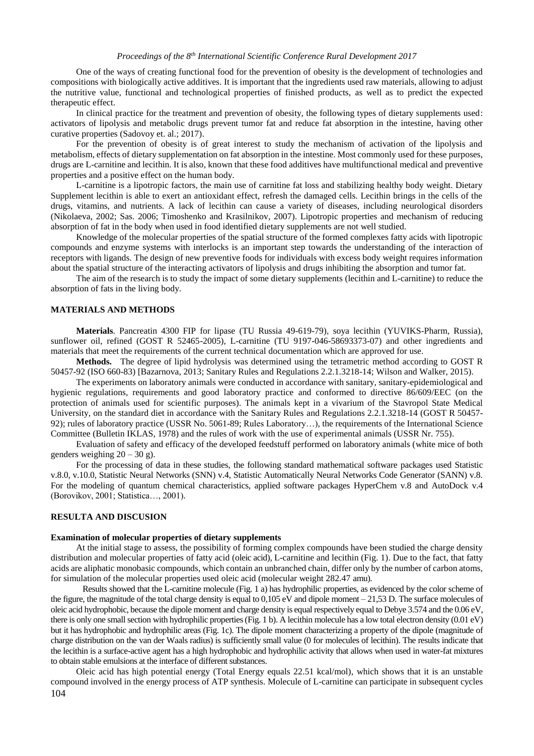One of the ways of creating functional food for the prevention of obesity is the development of technologies and compositions with biologically active additives. It is important that the ingredients used raw materials, allowing to adjust the nutritive value, functional and technological properties of finished products, as well as to predict the expected therapeutic effect.

In clinical practice for the treatment and prevention of obesity, the following types of dietary supplements used: activators of lipolysis and metabolic drugs prevent tumor fat and reduce fat absorption in the intestine, having other curative properties (Sadovoy et. al.; 2017).

For the prevention of obesity is of great interest to study the mechanism of activation of the lipolysis and metabolism, effects of dietary supplementation on fat absorption in the intestine. Most commonly used for these purposes, drugs are L-carnitine and lecithin. It is also, known that these food additives have multifunctional medical and preventive properties and a positive effect on the human body.

L-carnitine is a lipotropic factors, the main use of carnitine fat loss and stabilizing healthy body weight. Dietary Supplement lecithin is able to exert an antioxidant effect, refresh the damaged cells. Lecithin brings in the cells of the drugs, vitamins, and nutrients. A lack of lecithin can cause a variety of diseases, including neurological disorders (Nikolaeva, 2002; Sas. 2006; Timoshenko and Krasilnikov, 2007). Lipotropic properties and mechanism of reducing absorption of fat in the body when used in food identified dietary supplements are not well studied.

Knowledge of the molecular properties of the spatial structure of the formed complexes fatty acids with lipotropic compounds and enzyme systems with interlocks is an important step towards the understanding of the interaction of receptors with ligands. The design of new preventive foods for individuals with excess body weight requires information about the spatial structure of the interacting activators of lipolysis and drugs inhibiting the absorption and tumor fat.

The aim of the research is to study the impact of some dietary supplements (lecithin and L-carnitine) to reduce the absorption of fats in the living body.

## MATERIALS AND METHODS

**Materials**. Pancreatin 4300 FIP for lipase (TU Russia 49-619-79), soya lecithin (YUVIKS-Pharm, Russia), sunflower oil, refined (GOST R 52465-2005), L-carnitine (TU 9197-046-58693373-07) and other ingredients and materials that meet the requirements of the current technical documentation which are approved for use.

**Methods.** The degree of lipid hydrolysis was determined using the tetrametric method according to GOST R 50457-92 (ISO 660-83) [Bazarnova, 2013; Sanitary Rules and Regulations 2.2.1.3218-14; Wilson and Walker, 2015).

The experiments on laboratory animals were conducted in accordance with sanitary, sanitary-epidemiological and hygienic regulations, requirements and good laboratory practice and conformed to directive 86/609/EEC (on the protection of animals used for scientific purposes). The animals kept in a vivarium of the Stavropol State Medical University, on the standard diet in accordance with the Sanitary Rules and Regulations 2.2.1.3218-14 (GOST R 50457-92); rules of laboratory practice (USSR No. 5061-89; Rules Laboratory…), the requirements of the International Science Committee (Bulletin IKLAS, 1978) and the rules of work with the use of experimental animals (USSR Nr. 755).

Evaluation of safety and efficacy of the developed feedstuff performed on laboratory animals (white mice of both genders weighing 20 – 30 g).

For the processing of data in these studies, the following standard mathematical software packages used Statistic v.8.0, v.10.0, Statistic Neural Networks (SNN) v.4, Statistic Automatically Neural Networks Code Generator (SANN) v.8. For the modeling of quantum chemical characteristics, applied software packages HyperChem v.8 and AutoDock v.4 (Borovikov, 2001; Statistica…, 2001).

## RESULTA AND DISCUSION

### Examination of molecular properties of dietary supplements

At the initial stage to assess, the possibility of forming complex compounds have been studied the charge density distribution and molecular properties of fatty acid (oleic acid), L-carnitine and lecithin (Fig. 1). Due to the fact, that fatty acids are aliphatic monobasic compounds, which contain an unbranched chain, differ only by the number of carbon atoms, for simulation of the molecular properties used oleic acid (molecular weight 282.47 amu).

Results showed that the L-carnitine molecule (Fig. 1 a) has hydrophilic properties, as evidenced by the color scheme of the figure, the magnitude of the total charge density is equal to 0,105 eV and dipole moment – 21,53 D. The surface molecules of oleic acid hydrophobic, because the dipole moment and charge density is equal respectively equal to Debye 3.574 and the 0.06 eV, there is only one small section with hydrophilic properties (Fig. 1 b). A lecithin molecule has a low total electron density (0.01 eV) but it has hydrophobic and hydrophilic areas (Fig. 1c). The dipole moment characterizing a property of the dipole (magnitude of charge distribution on the van der Waals radius) is sufficiently small value (0 for molecules of lecithin). The results indicate that the lecithin is a surface-active agent has a high hydrophobic and hydrophilic activity that allows when used in water-fat mixtures to obtain stable emulsions at the interface of different substances.

Oleic acid has high potential energy (Total Energy equals 22.51 kcal/mol), which shows that it is an unstable compound involved in the energy process of ATP synthesis. Molecule of L-carnitine can participate in subsequent cycles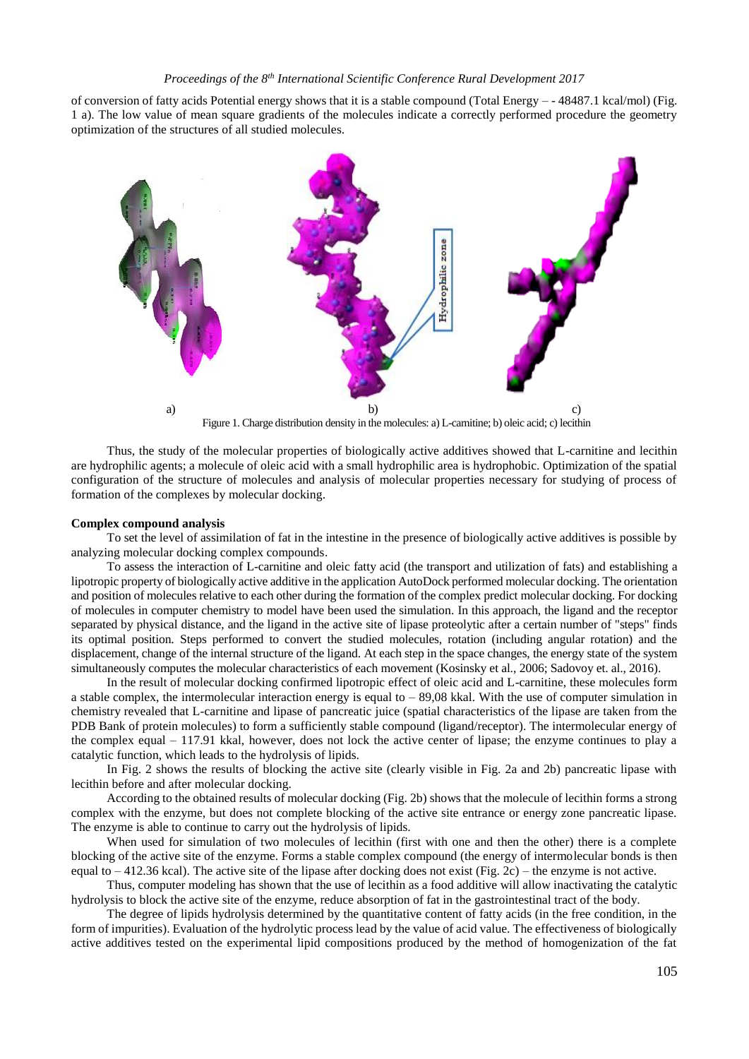of conversion of fatty acids Potential energy shows that it is a stable compound (Total Energy – - 48487.1 kcal/mol) (Fig. 1 a). The low value of mean square gradients of the molecules indicate a correctly performed procedure the geometry optimization of the structures of all studied molecules.

Figure 1. Charge distribution density in the molecules: a) L-carnitine; b) oleic acid; c) lecithin

Thus, the study of the molecular properties of biologically active additives showed that L-carnitine and lecithin are hydrophilic agents; a molecule of oleic acid with a small hydrophilic area is hydrophobic. Optimization of the spatial configuration of the structure of molecules and analysis of molecular properties necessary for studying of process of formation of the complexes by molecular docking.

**Complex compound analysis**

To set the level of assimilation of fat in the intestine in the presence of biologically active additives is possible by analyzing molecular docking complex compounds.

To assess the interaction of L-carnitine and oleic fatty acid (the transport and utilization of fats) and establishing a lipotropic property of biologically active additive in the application AutoDock performed molecular docking. The orientation and position of molecules relative to each other during the formation of the complex predict molecular docking. For docking of molecules in computer chemistry to model have been used the simulation. In this approach, the ligand and the receptor separated by physical distance, and the ligand in the active site of lipase proteolytic after a certain number of "steps" finds its optimal position. Steps performed to convert the studied molecules, rotation (including angular rotation) and the displacement, change of the internal structure of the ligand. At each step in the space changes, the energy state of the system simultaneously computes the molecular characteristics of each movement (Kosinsky et al., 2006; Sadovoy et. al., 2016).

In the result of molecular docking confirmed lipotropic effect of oleic acid and L-carnitine, these molecules form a stable complex, the intermolecular interaction energy is equal to – 89,08 kkal. With the use of computer simulation in chemistry revealed that L-carnitine and lipase of pancreatic juice (spatial characteristics of the lipase are taken from the PDB Bank of protein molecules) to form a sufficiently stable compound (ligand/receptor). The intermolecular energy of the complex equal – 117.91 kkal, however, does not lock the active center of lipase; the enzyme continues to play a catalytic function, which leads to the hydrolysis of lipids.

In Fig. 2 shows the results of blocking the active site (clearly visible in Fig. 2a and 2b) pancreatic lipase with lecithin before and after molecular docking.

According to the obtained results of molecular docking (Fig. 2b) shows that the molecule of lecithin forms a strong complex with the enzyme, but does not complete blocking of the active site entrance or energy zone pancreatic lipase. The enzyme is able to continue to carry out the hydrolysis of lipids.

When used for simulation of two molecules of lecithin (first with one and then the other) there is a complete blocking of the active site of the enzyme. Forms a stable complex compound (the energy of intermolecular bonds is then equal to – 412.36 kcal). The active site of the lipase after docking does not exist (Fig. 2c) – the enzyme is not active.

Thus, computer modeling has shown that the use of lecithin as a food additive will allow inactivating the catalytic hydrolysis to block the active site of the enzyme, reduce absorption of fat in the gastrointestinal tract of the body.

The degree of lipids hydrolysis determined by the quantitative content of fatty acids (in the free condition, in the form of impurities). Evaluation of the hydrolytic process lead by the value of acid value. The effectiveness of biologically active additives tested on the experimental lipid compositions produced by the method of homogenization of the fat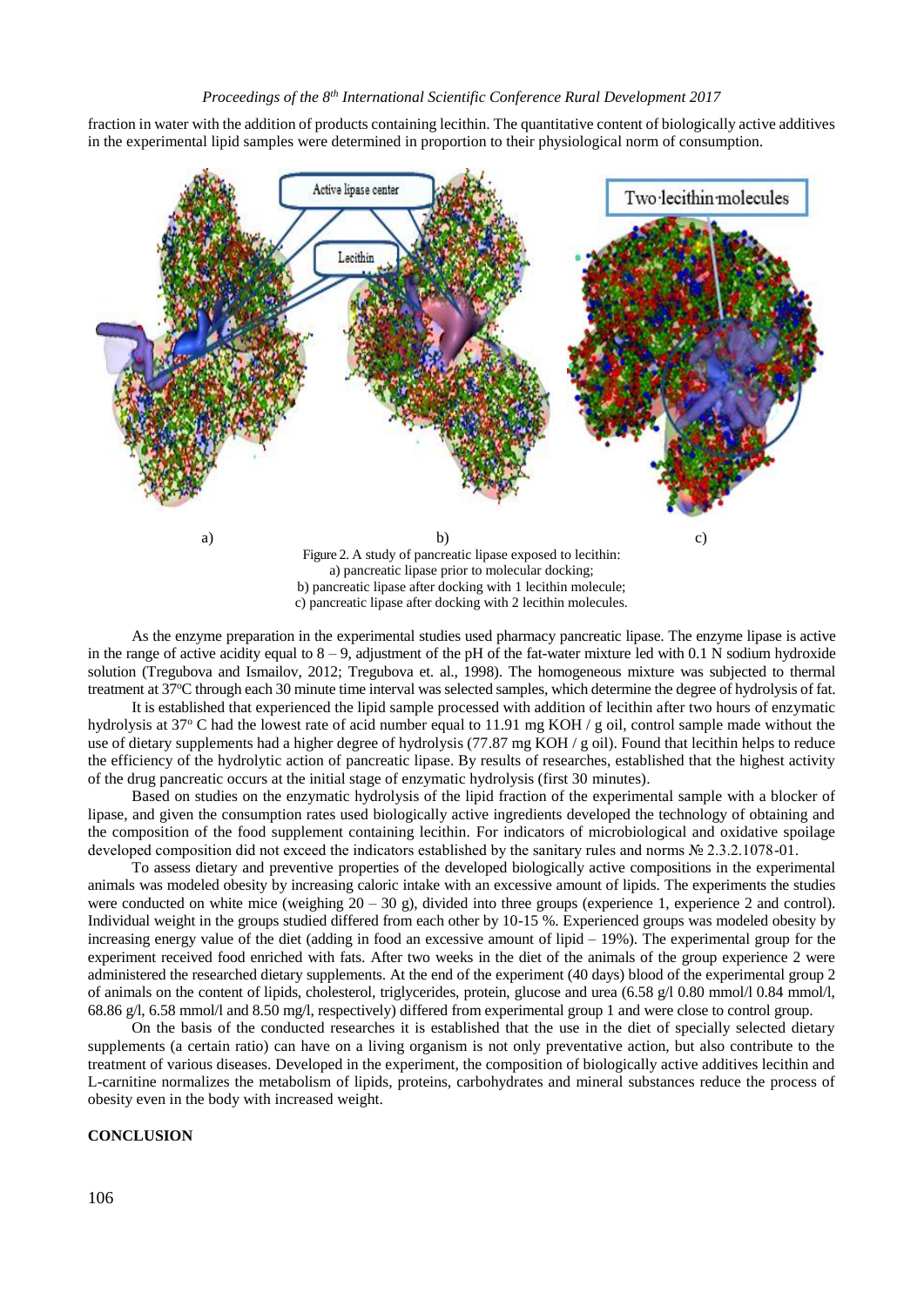fraction in water with the addition of products containing lecithin. The quantitative content of biologically active additives in the experimental lipid samples were determined in proportion to their physiological norm of consumption.

Figure 2. A study of pancreatic lipase exposed to lecithin:
a) pancreatic lipase prior to molecular docking;
b) pancreatic lipase after docking with 1 lecithin molecule;
c) pancreatic lipase after docking with 2 lecithin molecules.

As the enzyme preparation in the experimental studies used pharmacy pancreatic lipase. The enzyme lipase is active in the range of active acidity equal to 8 – 9, adjustment of the pH of the fat-water mixture led with 0.1 N sodium hydroxide solution (Tregubova and Ismailov, 2012; Tregubova et. al., 1998). The homogeneous mixture was subjected to thermal treatment at 37°C through each 30 minute time interval was selected samples, which determine the degree of hydrolysis of fat.

It is established that experienced the lipid sample processed with addition of lecithin after two hours of enzymatic hydrolysis at 37° C had the lowest rate of acid number equal to 11.91 mg KOH / g oil, control sample made without the use of dietary supplements had a higher degree of hydrolysis (77.87 mg KOH / g oil). Found that lecithin helps to reduce the efficiency of the hydrolytic action of pancreatic lipase. By results of researches, established that the highest activity of the drug pancreatic occurs at the initial stage of enzymatic hydrolysis (first 30 minutes).

Based on studies on the enzymatic hydrolysis of the lipid fraction of the experimental sample with a blocker of lipase, and given the consumption rates used biologically active ingredients developed the technology of obtaining and the composition of the food supplement containing lecithin. For indicators of microbiological and oxidative spoilage developed composition did not exceed the indicators established by the sanitary rules and norms № 2.3.2.1078-01.

To assess dietary and preventive properties of the developed biologically active compositions in the experimental animals was modeled obesity by increasing caloric intake with an excessive amount of lipids. The experiments the studies were conducted on white mice (weighing 20 – 30 g), divided into three groups (experience 1, experience 2 and control). Individual weight in the groups studied differed from each other by 10-15 %. Experienced groups was modeled obesity by increasing energy value of the diet (adding in food an excessive amount of lipid – 19%). The experimental group for the experiment received food enriched with fats. After two weeks in the diet of the animals of the group experience 2 were administered the researched dietary supplements. At the end of the experiment (40 days) blood of the experimental group 2 of animals on the content of lipids, cholesterol, triglycerides, protein, glucose and urea (6.58 g/l 0.80 mmol/l 0.84 mmol/l, 68.86 g/l, 6.58 mmol/l and 8.50 mg/l, respectively) differed from experimental group 1 and were close to control group.

On the basis of the conducted researches it is established that the use in the diet of specially selected dietary supplements (a certain ratio) can have on a living organism is not only preventative action, but also contribute to the treatment of various diseases. Developed in the experiment, the composition of biologically active additives lecithin and L-carnitine normalizes the metabolism of lipids, proteins, carbohydrates and mineral substances reduce the process of obesity even in the body with increased weight.

## CONCLUSION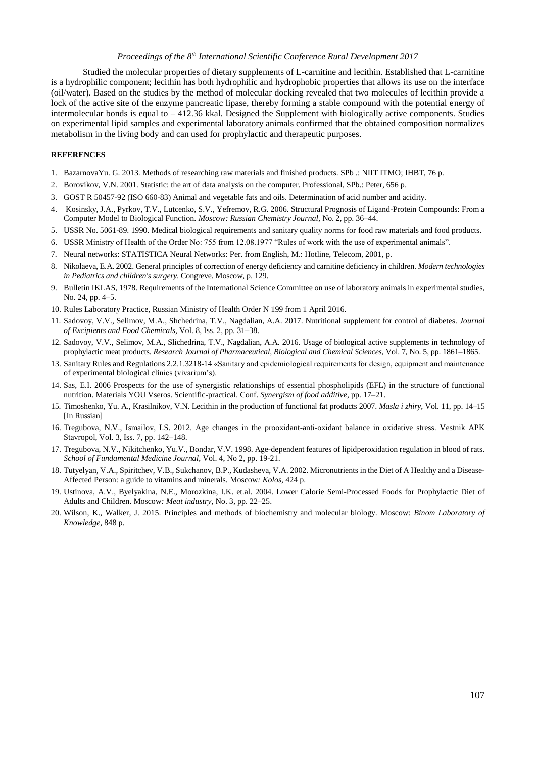Studied the molecular properties of dietary supplements of L-carnitine and lecithin. Established that L-carnitine is a hydrophilic component; lecithin has both hydrophilic and hydrophobic properties that allows its use on the interface (oil/water). Based on the studies by the method of molecular docking revealed that two molecules of lecithin provide a lock of the active site of the enzyme pancreatic lipase, thereby forming a stable compound with the potential energy of intermolecular bonds is equal to – 412.36 kkal. Designed the Supplement with biologically active components. Studies on experimental lipid samples and experimental laboratory animals confirmed that the obtained composition normalizes metabolism in the living body and can used for prophylactic and therapeutic purposes.

**REFERENCES**

1. BazarnovaYu. G. 2013. Methods of researching raw materials and finished products. SPb .: NIIT ITMO; IHBT, 76 p.
2. Borovikov, V.N. 2001. Statistic: the art of data analysis on the computer. Professional, SPb.: Peter, 656 p.
3. GOST R 50457-92 (ISO 660-83) Animal and vegetable fats and oils. Determination of acid number and acidity.
4. Kosinsky, J.A., Pyrkov, T.V., Lutcenko, S.V., Yefremov, R.G. 2006. Structural Prognosis of Ligand-Protein Compounds: From a Computer Model to Biological Function. *Moscow: Russian Chemistry Journal*, No. 2, pp. 36–44.
5. USSR No. 5061-89. 1990. Medical biological requirements and sanitary quality norms for food raw materials and food products.
6. USSR Ministry of Health of the Order No: 755 from 12.08.1977 "Rules of work with the use of experimental animals".
7. Neural networks: STATISTICA Neural Networks: Per. from English, M.: Hotline, Telecom, 2001, p.
8. Nikolaeva, E.A. 2002. General principles of correction of energy deficiency and carnitine deficiency in children. *Modern technologies in Pediatrics and children's surgery*. Congreve. Moscow, p. 129.
9. Bulletin IKLAS, 1978. Requirements of the International Science Committee on use of laboratory animals in experimental studies, No. 24, pp. 4–5.
10. Rules Laboratory Practice, Russian Ministry of Health Order N 199 from 1 April 2016.
11. Sadovoy, V.V., Selimov, M.A., Shchedrina, T.V., Nagdalian, A.A. 2017. Nutritional supplement for control of diabetes. *Journal of Excipients and Food Chemicals*, Vol. 8, Iss. 2, pp. 31–38.
12. Sadovoy, V.V., Selimov, M.A., Slichedrina, T.V., Nagdalian, A.A. 2016. Usage of biological active supplements in technology of prophylactic meat products. *Research Journal of Pharmaceutical, Biological and Chemical Sciences*, Vol. 7, No. 5, pp. 1861–1865.
13. Sanitary Rules and Regulations 2.2.1.3218-14 «Sanitary and epidemiological requirements for design, equipment and maintenance of experimental biological clinics (vivarium's).
14. Sas, E.I. 2006 Prospects for the use of synergistic relationships of essential phospholipids (EFL) in the structure of functional nutrition. Materials YOU Vseros. Scientific-practical. Conf. *Synergism of food additive*, pp. 17–21.
15. Timoshenko, Yu. A., Krasilnikov, V.N. Lecithin in the production of functional fat products 2007. *Masla i zhiry*, Vol. 11, pp. 14–15 [In Russian]
16. Tregubova, N.V., Ismailov, I.S. 2012. Age changes in the prooxidant-anti-oxidant balance in oxidative stress. Vestnik APK Stavropol, Vol. 3, Iss. 7, pp. 142–148.
17. Tregubova, N.V., Nikitchenko, Yu.V., Bondar, V.V. 1998. Age-dependent features of lipidperoxidation regulation in blood of rats. *School of Fundamental Medicine Journal*, Vol. 4, No 2, pp. 19-21.
18. Tutyelyan, V.A., Spiritchev, V.B., Sukchanov, B.P., Kudasheva, V.A. 2002. Micronutrients in the Diet of A Healthy and a Disease-Affected Person: a guide to vitamins and minerals. Moscow*: Kolos*, 424 p.
19. Ustinova, A.V., Byelyakina, N.E., Morozkina, I.K. et.al. 2004. Lower Calorie Semi-Processed Foods for Prophylactic Diet of Adults and Children. Moscow*: Meat industry*, No. 3, pp. 22–25.
20. Wilson, K., Walker, J. 2015. Principles and methods of biochemistry and molecular biology. Moscow: *Binom Laboratory of Knowledge*, 848 p.